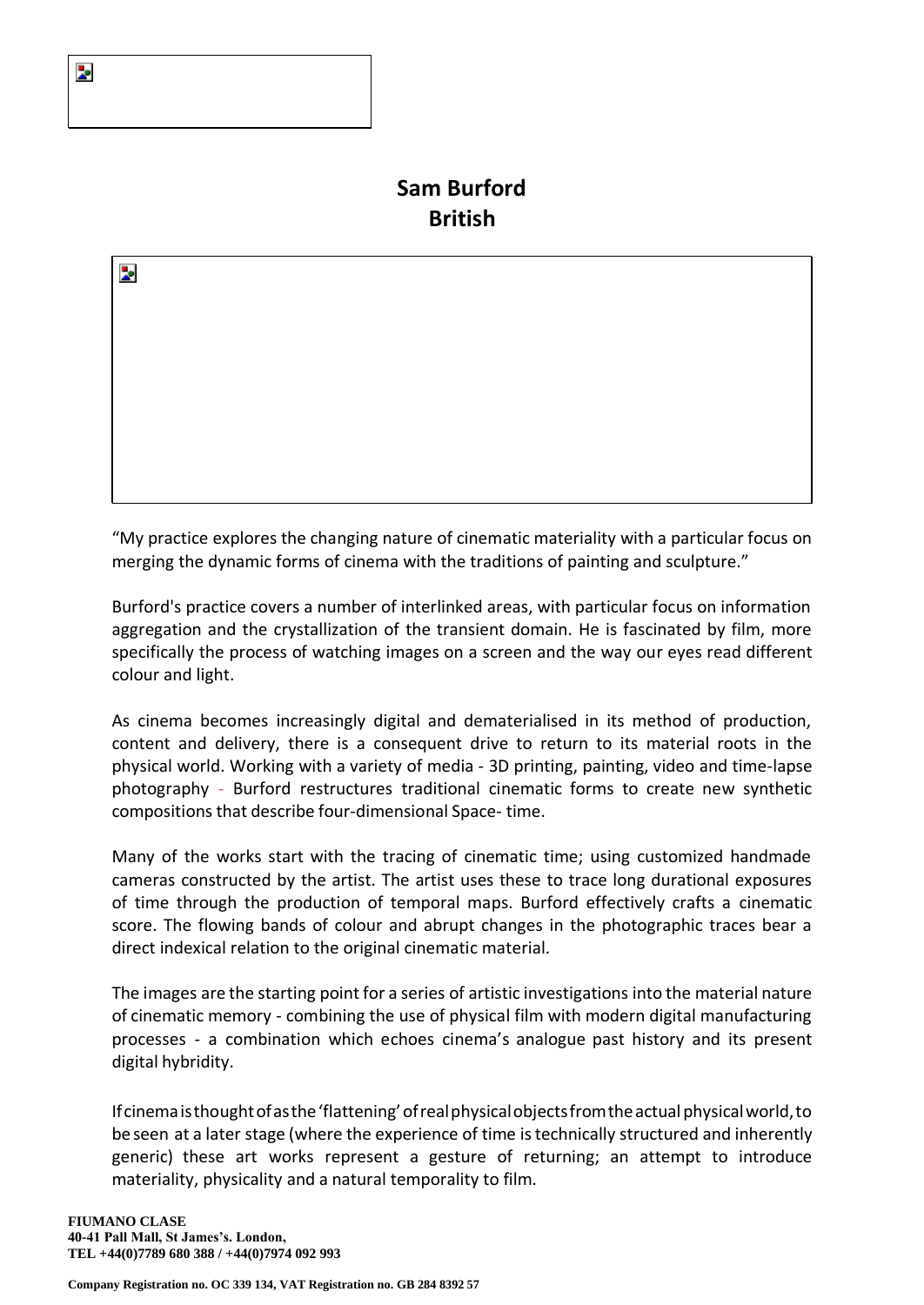# Sam Burford
## British

"My practice explores the changing nature of cinematic materiality with a particular focus on merging the dynamic forms of cinema with the traditions of painting and sculpture."

Burford's practice covers a number of interlinked areas, with particular focus on information aggregation and the crystallization of the transient domain. He is fascinated by film, more specifically the process of watching images on a screen and the way our eyes read different colour and light.

As cinema becomes increasingly digital and dematerialised in its method of production, content and delivery, there is a consequent drive to return to its material roots in the physical world. Working with a variety of media - 3D printing, painting, video and time-lapse photography - Burford restructures traditional cinematic forms to create new synthetic compositions that describe four-dimensional Space- time.

Many of the works start with the tracing of cinematic time; using customized handmade cameras constructed by the artist. The artist uses these to trace long durational exposures of time through the production of temporal maps. Burford effectively crafts a cinematic score. The flowing bands of colour and abrupt changes in the photographic traces bear a direct indexical relation to the original cinematic material.

The images are the starting point for a series of artistic investigations into the material nature of cinematic memory - combining the use of physical film with modern digital manufacturing processes - a combination which echoes cinema's analogue past history and its present digital hybridity.

If cinema is thought of as the 'flattening' of real physical objects from the actual physical world, to be seen at a later stage (where the experience of time is technically structured and inherently generic) these art works represent a gesture of returning; an attempt to introduce materiality, physicality and a natural temporality to film.

**FIUMANO CLASE**
**40-41 Pall Mall, St James's. London,**
**TEL +44(0)7789 680 388 / +44(0)7974 092 993**

**Company Registration no. OC 339 134, VAT Registration no. GB 284 8392 57**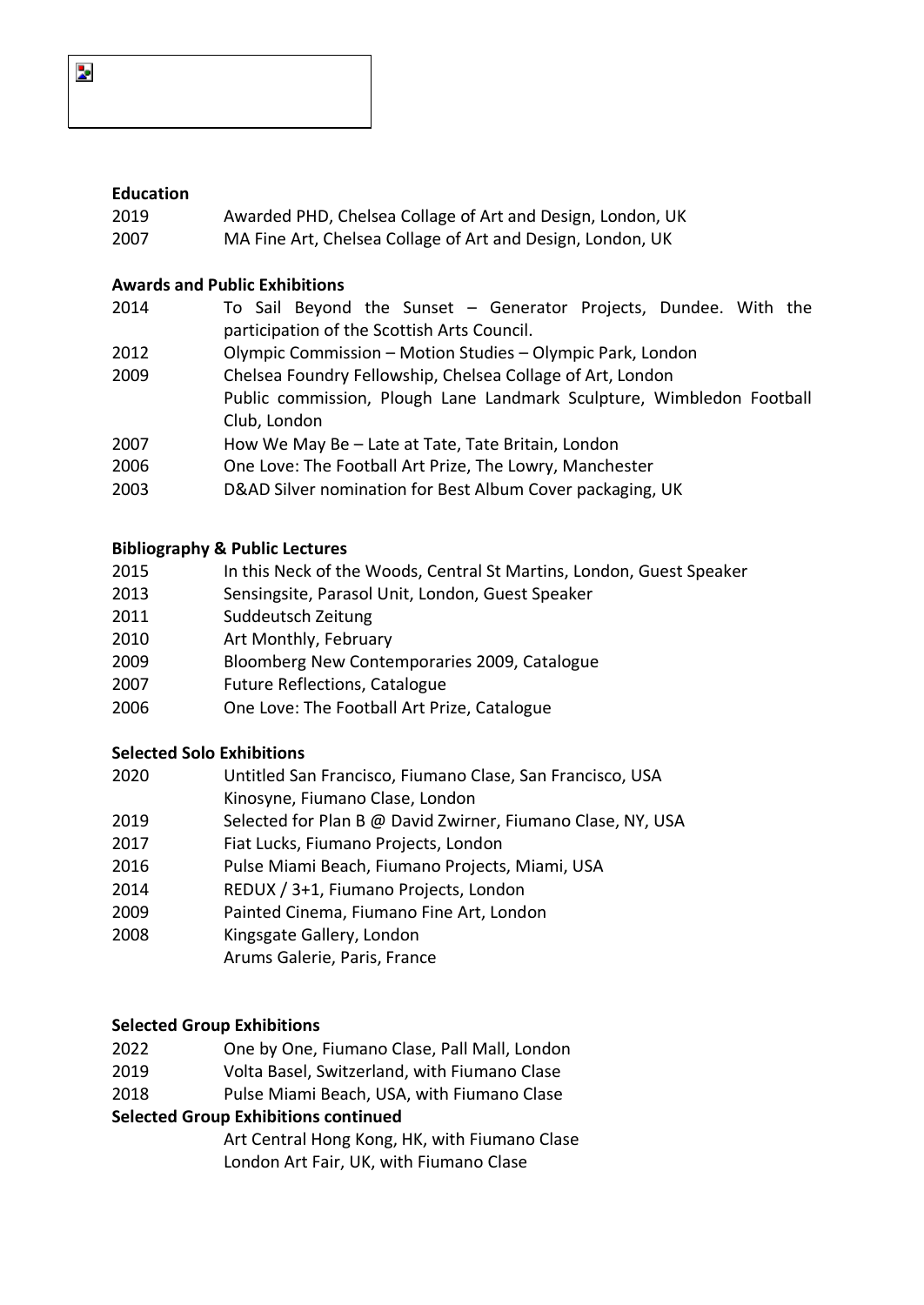## Education

2019 Awarded PHD, Chelsea Collage of Art and Design, London, UK
2007 MA Fine Art, Chelsea Collage of Art and Design, London, UK

## Awards and Public Exhibitions

2014 To Sail Beyond the Sunset – Generator Projects, Dundee. With the participation of the Scottish Arts Council.
2012 Olympic Commission – Motion Studies – Olympic Park, London
2009 Chelsea Foundry Fellowship, Chelsea Collage of Art, London
Public commission, Plough Lane Landmark Sculpture, Wimbledon Football Club, London
2007 How We May Be – Late at Tate, Tate Britain, London
2006 One Love: The Football Art Prize, The Lowry, Manchester
2003 D&AD Silver nomination for Best Album Cover packaging, UK

## Bibliography & Public Lectures

2015 In this Neck of the Woods, Central St Martins, London, Guest Speaker
2013 Sensingsite, Parasol Unit, London, Guest Speaker
2011 Suddeutsch Zeitung
2010 Art Monthly, February
2009 Bloomberg New Contemporaries 2009, Catalogue
2007 Future Reflections, Catalogue
2006 One Love: The Football Art Prize, Catalogue

## Selected Solo Exhibitions

2020 Untitled San Francisco, Fiumano Clase, San Francisco, USA
Kinosyne, Fiumano Clase, London
2019 Selected for Plan B @ David Zwirner, Fiumano Clase, NY, USA
2017 Fiat Lucks, Fiumano Projects, London
2016 Pulse Miami Beach, Fiumano Projects, Miami, USA
2014 REDUX / 3+1, Fiumano Projects, London
2009 Painted Cinema, Fiumano Fine Art, London
2008 Kingsgate Gallery, London
Arums Galerie, Paris, France

## Selected Group Exhibitions

2022 One by One, Fiumano Clase, Pall Mall, London
2019 Volta Basel, Switzerland, with Fiumano Clase
2018 Pulse Miami Beach, USA, with Fiumano Clase

## Selected Group Exhibitions continued

Art Central Hong Kong, HK, with Fiumano Clase
London Art Fair, UK, with Fiumano Clase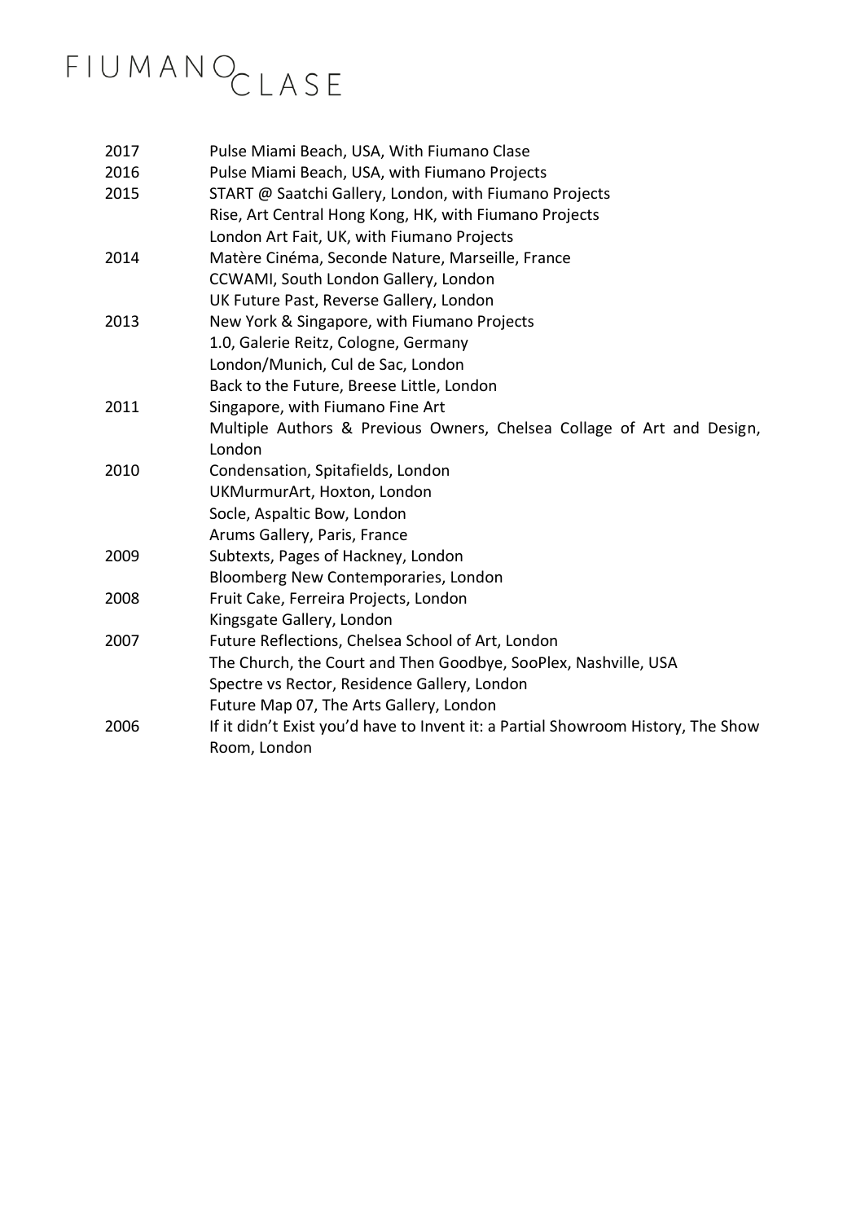| | |
|---|---|
| 2017 | Pulse Miami Beach, USA, With Fiumano Clase |
| 2016 | Pulse Miami Beach, USA, with Fiumano Projects |
| 2015 | START @ Saatchi Gallery, London, with Fiumano Projects |
| | Rise, Art Central Hong Kong, HK, with Fiumano Projects |
| | London Art Fait, UK, with Fiumano Projects |
| 2014 | Matère Cinéma, Seconde Nature, Marseille, France |
| | CCWAMI, South London Gallery, London |
| | UK Future Past, Reverse Gallery, London |
| 2013 | New York & Singapore, with Fiumano Projects |
| | 1.0, Galerie Reitz, Cologne, Germany |
| | London/Munich, Cul de Sac, London |
| | Back to the Future, Breese Little, London |
| 2011 | Singapore, with Fiumano Fine Art |
| | Multiple Authors & Previous Owners, Chelsea Collage of Art and Design, London |
| 2010 | Condensation, Spitafields, London |
| | UKMurmurArt, Hoxton, London |
| | Socle, Aspaltic Bow, London |
| | Arums Gallery, Paris, France |
| 2009 | Subtexts, Pages of Hackney, London |
| | Bloomberg New Contemporaries, London |
| 2008 | Fruit Cake, Ferreira Projects, London |
| | Kingsgate Gallery, London |
| 2007 | Future Reflections, Chelsea School of Art, London |
| | The Church, the Court and Then Goodbye, SooPlex, Nashville, USA |
| | Spectre vs Rector, Residence Gallery, London |
| | Future Map 07, The Arts Gallery, London |
| 2006 | If it didn't Exist you'd have to Invent it: a Partial Showroom History, The Show Room, London |